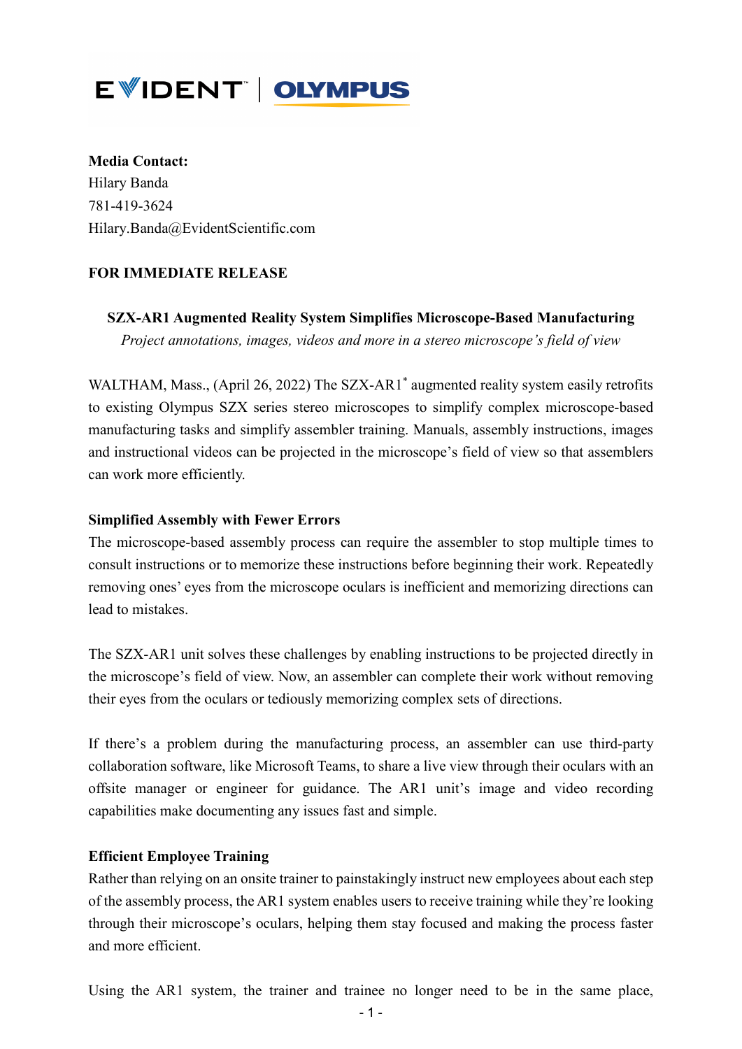EVIDENT | OLYMPUS

**Media Contact:**
Hilary Banda
781-419-3624
Hilary.Banda@EvidentScientific.com

**FOR IMMEDIATE RELEASE**

**SZX-AR1 Augmented Reality System Simplifies Microscope-Based Manufacturing**

*Project annotations, images, videos and more in a stereo microscope's field of view*

WALTHAM, Mass., (April 26, 2022) The SZX-AR1* augmented reality system easily retrofits to existing Olympus SZX series stereo microscopes to simplify complex microscope-based manufacturing tasks and simplify assembler training. Manuals, assembly instructions, images and instructional videos can be projected in the microscope's field of view so that assemblers can work more efficiently.

**Simplified Assembly with Fewer Errors**

The microscope-based assembly process can require the assembler to stop multiple times to consult instructions or to memorize these instructions before beginning their work. Repeatedly removing ones' eyes from the microscope oculars is inefficient and memorizing directions can lead to mistakes.

The SZX-AR1 unit solves these challenges by enabling instructions to be projected directly in the microscope's field of view. Now, an assembler can complete their work without removing their eyes from the oculars or tediously memorizing complex sets of directions.

If there's a problem during the manufacturing process, an assembler can use third-party collaboration software, like Microsoft Teams, to share a live view through their oculars with an offsite manager or engineer for guidance. The AR1 unit's image and video recording capabilities make documenting any issues fast and simple.

**Efficient Employee Training**

Rather than relying on an onsite trainer to painstakingly instruct new employees about each step of the assembly process, the AR1 system enables users to receive training while they're looking through their microscope's oculars, helping them stay focused and making the process faster and more efficient.

Using the AR1 system, the trainer and trainee no longer need to be in the same place,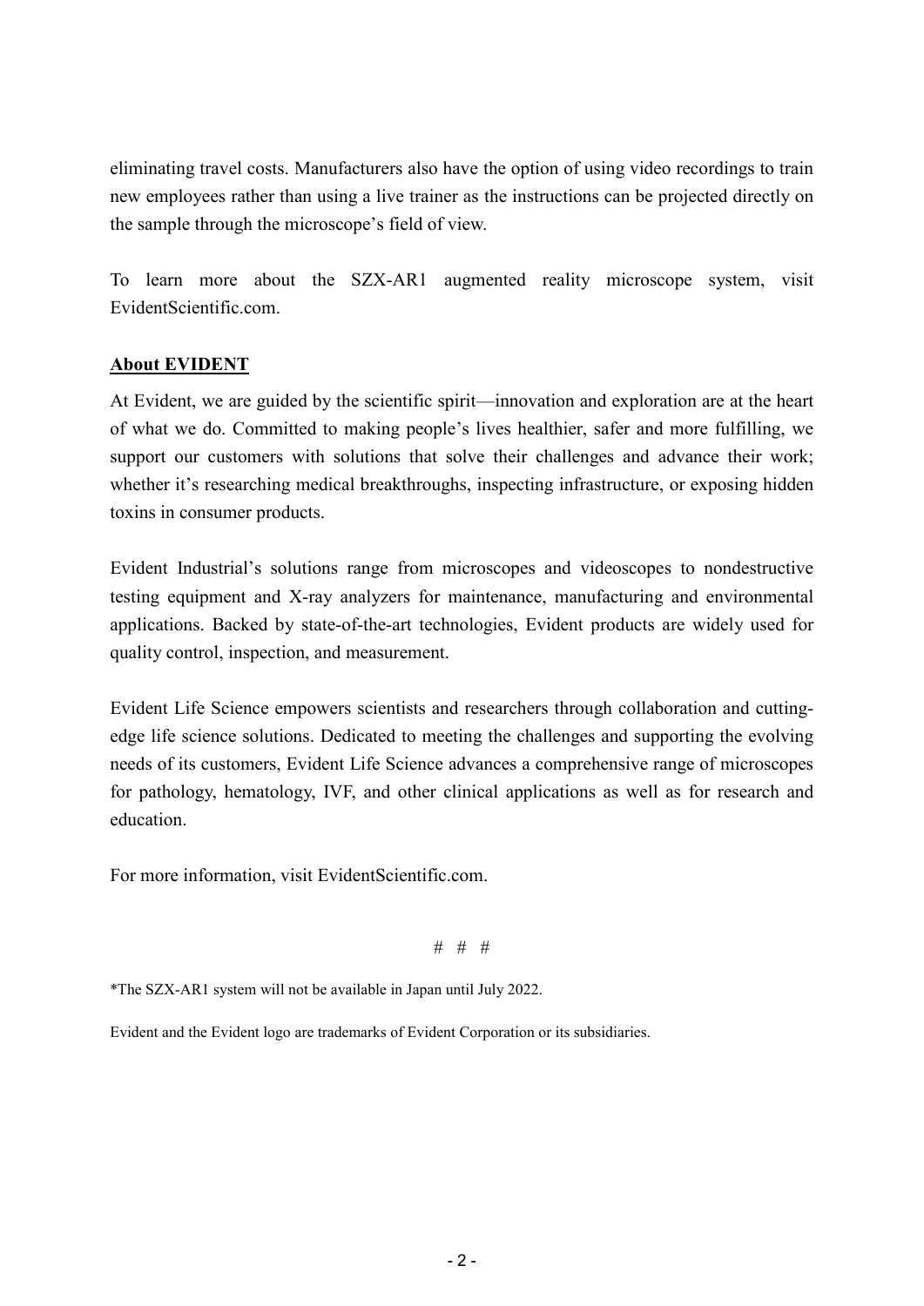eliminating travel costs. Manufacturers also have the option of using video recordings to train new employees rather than using a live trainer as the instructions can be projected directly on the sample through the microscope's field of view.

To learn more about the SZX-AR1 augmented reality microscope system, visit EvidentScientific.com.

## About EVIDENT

At Evident, we are guided by the scientific spirit—innovation and exploration are at the heart of what we do. Committed to making people's lives healthier, safer and more fulfilling, we support our customers with solutions that solve their challenges and advance their work; whether it's researching medical breakthroughs, inspecting infrastructure, or exposing hidden toxins in consumer products.

Evident Industrial's solutions range from microscopes and videoscopes to nondestructive testing equipment and X-ray analyzers for maintenance, manufacturing and environmental applications. Backed by state-of-the-art technologies, Evident products are widely used for quality control, inspection, and measurement.

Evident Life Science empowers scientists and researchers through collaboration and cutting-edge life science solutions. Dedicated to meeting the challenges and supporting the evolving needs of its customers, Evident Life Science advances a comprehensive range of microscopes for pathology, hematology, IVF, and other clinical applications as well as for research and education.

For more information, visit EvidentScientific.com.

# # #

*The SZX-AR1 system will not be available in Japan until July 2022.

Evident and the Evident logo are trademarks of Evident Corporation or its subsidiaries.